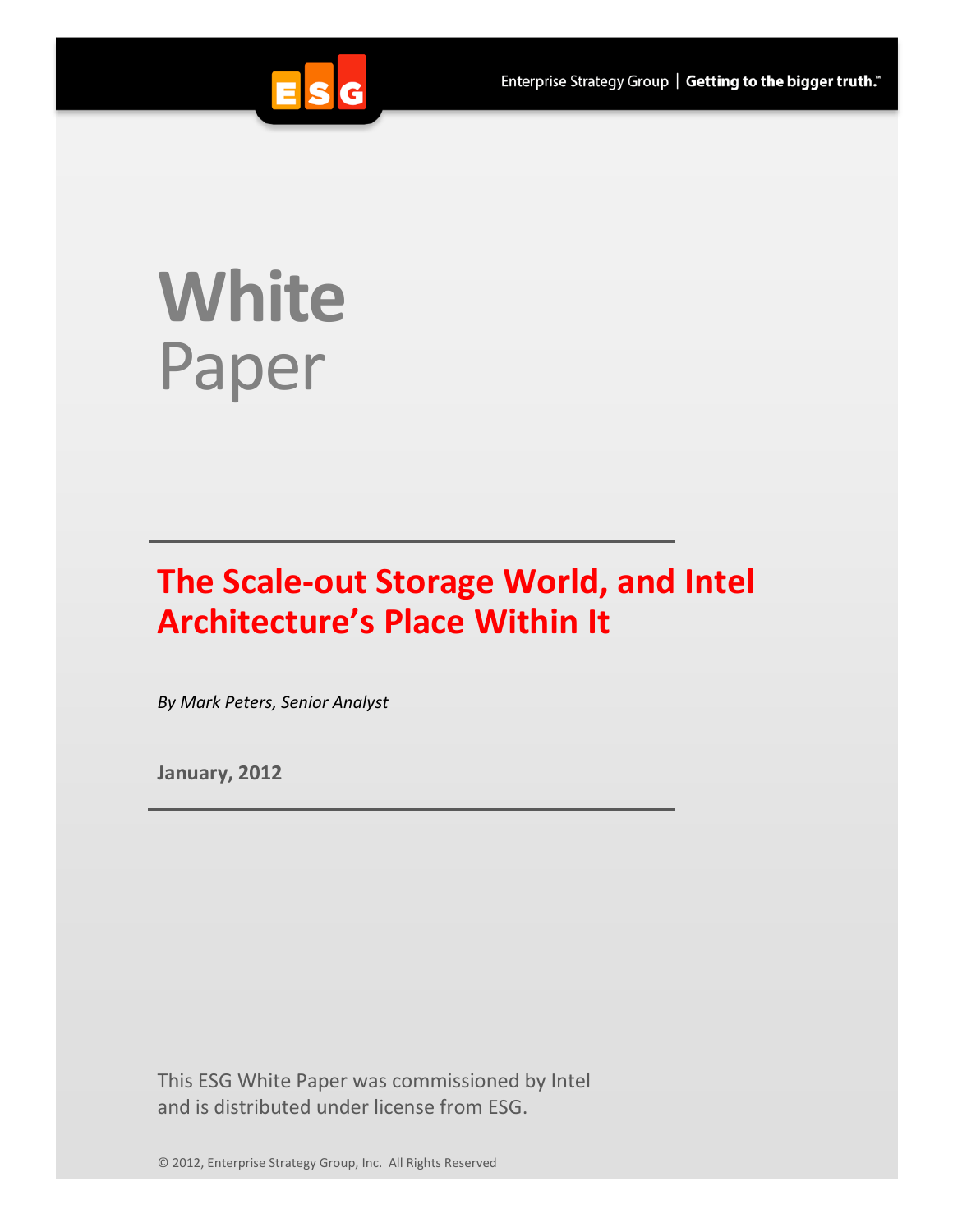Enterprise Strategy Group | Getting to the bigger truth.™

# White Paper

## The Scale-out Storage World, and Intel Architecture's Place Within It

*By Mark Peters, Senior Analyst*

**January, 2012**

This ESG White Paper was commissioned by Intel and is distributed under license from ESG.

© 2012, Enterprise Strategy Group, Inc. All Rights Reserved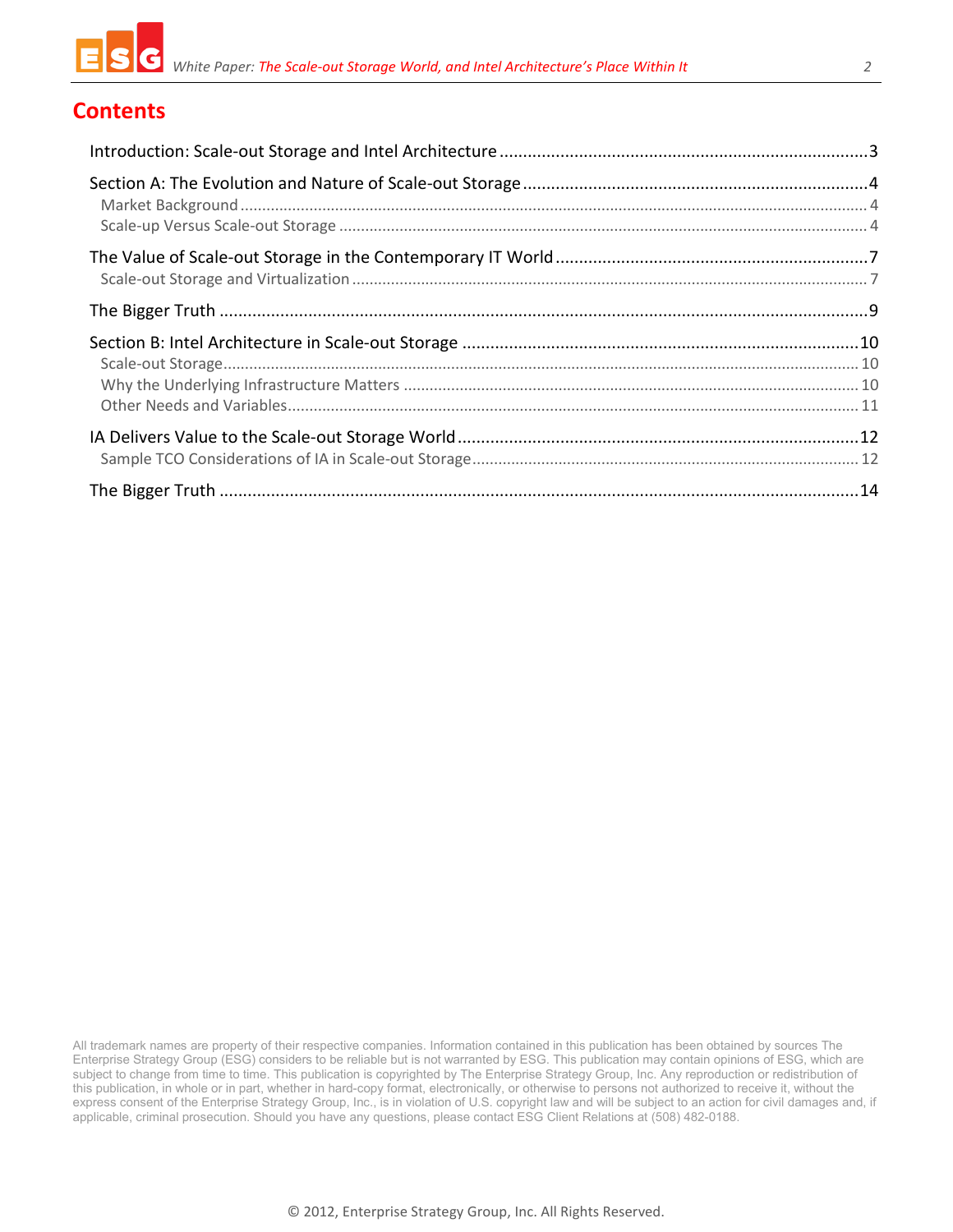# Contents

Introduction: Scale-out Storage and Intel Architecture .......... 3

Section A: The Evolution and Nature of Scale-out Storage .......... 4

- Market Background .......... 4
- Scale-up Versus Scale-out Storage .......... 4

The Value of Scale-out Storage in the Contemporary IT World .......... 7

- Scale-out Storage and Virtualization .......... 7

The Bigger Truth .......... 9

Section B: Intel Architecture in Scale-out Storage .......... 10

- Scale-out Storage .......... 10
- Why the Underlying Infrastructure Matters .......... 10
- Other Needs and Variables .......... 11

IA Delivers Value to the Scale-out Storage World .......... 12

- Sample TCO Considerations of IA in Scale-out Storage .......... 12

The Bigger Truth .......... 14

All trademark names are property of their respective companies. Information contained in this publication has been obtained by sources The Enterprise Strategy Group (ESG) considers to be reliable but is not warranted by ESG. This publication may contain opinions of ESG, which are subject to change from time to time. This publication is copyrighted by The Enterprise Strategy Group, Inc. Any reproduction or redistribution of this publication, in whole or in part, whether in hard-copy format, electronically, or otherwise to persons not authorized to receive it, without the express consent of the Enterprise Strategy Group, Inc., is in violation of U.S. copyright law and will be subject to an action for civil damages and, if applicable, criminal prosecution. Should you have any questions, please contact ESG Client Relations at (508) 482-0188.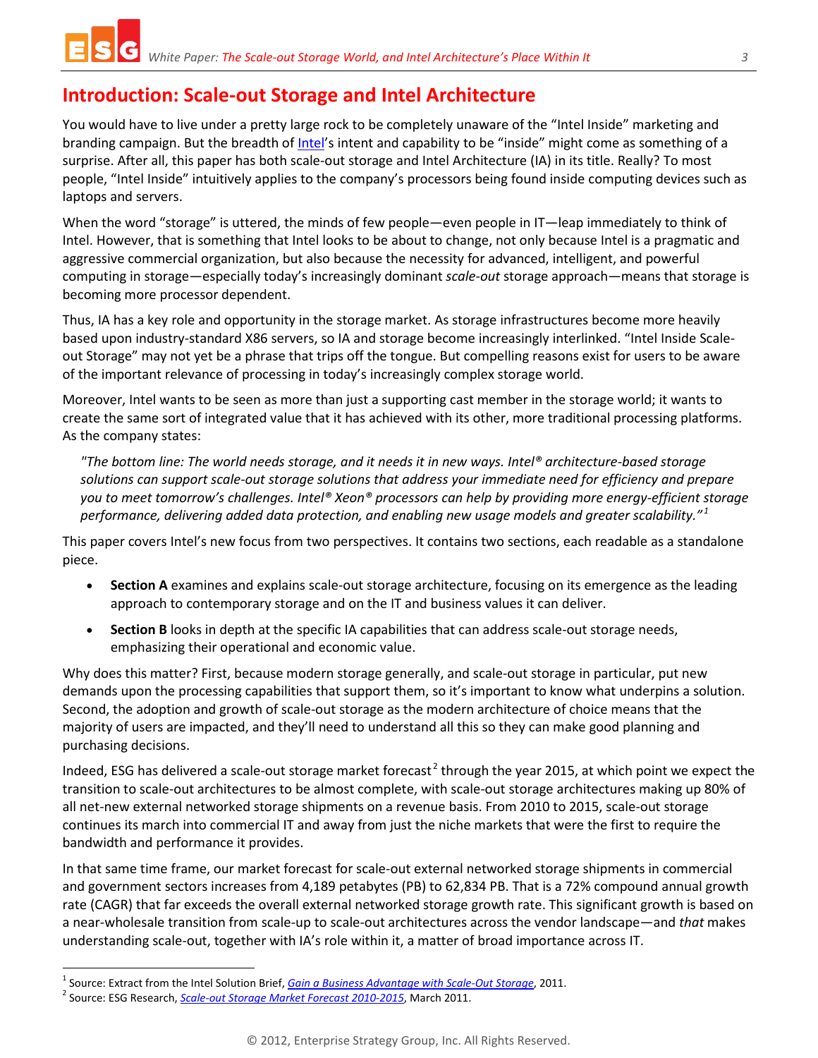# Introduction: Scale-out Storage and Intel Architecture

You would have to live under a pretty large rock to be completely unaware of the "Intel Inside" marketing and branding campaign. But the breadth of Intel's intent and capability to be "inside" might come as something of a surprise. After all, this paper has both scale-out storage and Intel Architecture (IA) in its title. Really? To most people, "Intel Inside" intuitively applies to the company's processors being found inside computing devices such as laptops and servers.

When the word "storage" is uttered, the minds of few people—even people in IT—leap immediately to think of Intel. However, that is something that Intel looks to be about to change, not only because Intel is a pragmatic and aggressive commercial organization, but also because the necessity for advanced, intelligent, and powerful computing in storage—especially today's increasingly dominant *scale-out* storage approach—means that storage is becoming more processor dependent.

Thus, IA has a key role and opportunity in the storage market. As storage infrastructures become more heavily based upon industry-standard X86 servers, so IA and storage become increasingly interlinked. "Intel Inside Scale-out Storage" may not yet be a phrase that trips off the tongue. But compelling reasons exist for users to be aware of the important relevance of processing in today's increasingly complex storage world.

Moreover, Intel wants to be seen as more than just a supporting cast member in the storage world; it wants to create the same sort of integrated value that it has achieved with its other, more traditional processing platforms. As the company states:

> *"The bottom line: The world needs storage, and it needs it in new ways. Intel® architecture-based storage solutions can support scale-out storage solutions that address your immediate need for efficiency and prepare you to meet tomorrow's challenges. Intel® Xeon® processors can help by providing more energy-efficient storage performance, delivering added data protection, and enabling new usage models and greater scalability."*[1]

This paper covers Intel's new focus from two perspectives. It contains two sections, each readable as a standalone piece.

- **Section A** examines and explains scale-out storage architecture, focusing on its emergence as the leading approach to contemporary storage and on the IT and business values it can deliver.
- **Section B** looks in depth at the specific IA capabilities that can address scale-out storage needs, emphasizing their operational and economic value.

Why does this matter? First, because modern storage generally, and scale-out storage in particular, put new demands upon the processing capabilities that support them, so it's important to know what underpins a solution. Second, the adoption and growth of scale-out storage as the modern architecture of choice means that the majority of users are impacted, and they'll need to understand all this so they can make good planning and purchasing decisions.

Indeed, ESG has delivered a scale-out storage market forecast[2] through the year 2015, at which point we expect the transition to scale-out architectures to be almost complete, with scale-out storage architectures making up 80% of all net-new external networked storage shipments on a revenue basis. From 2010 to 2015, scale-out storage continues its march into commercial IT and away from just the niche markets that were the first to require the bandwidth and performance it provides.

In that same time frame, our market forecast for scale-out external networked storage shipments in commercial and government sectors increases from 4,189 petabytes (PB) to 62,834 PB. That is a 72% compound annual growth rate (CAGR) that far exceeds the overall external networked storage growth rate. This significant growth is based on a near-wholesale transition from scale-up to scale-out architectures across the vendor landscape—and *that* makes understanding scale-out, together with IA's role within it, a matter of broad importance across IT.

---

[1] Source: Extract from the Intel Solution Brief, *Gain a Business Advantage with Scale-Out Storage*, 2011.

[2] Source: ESG Research, *Scale-out Storage Market Forecast 2010-2015*, March 2011.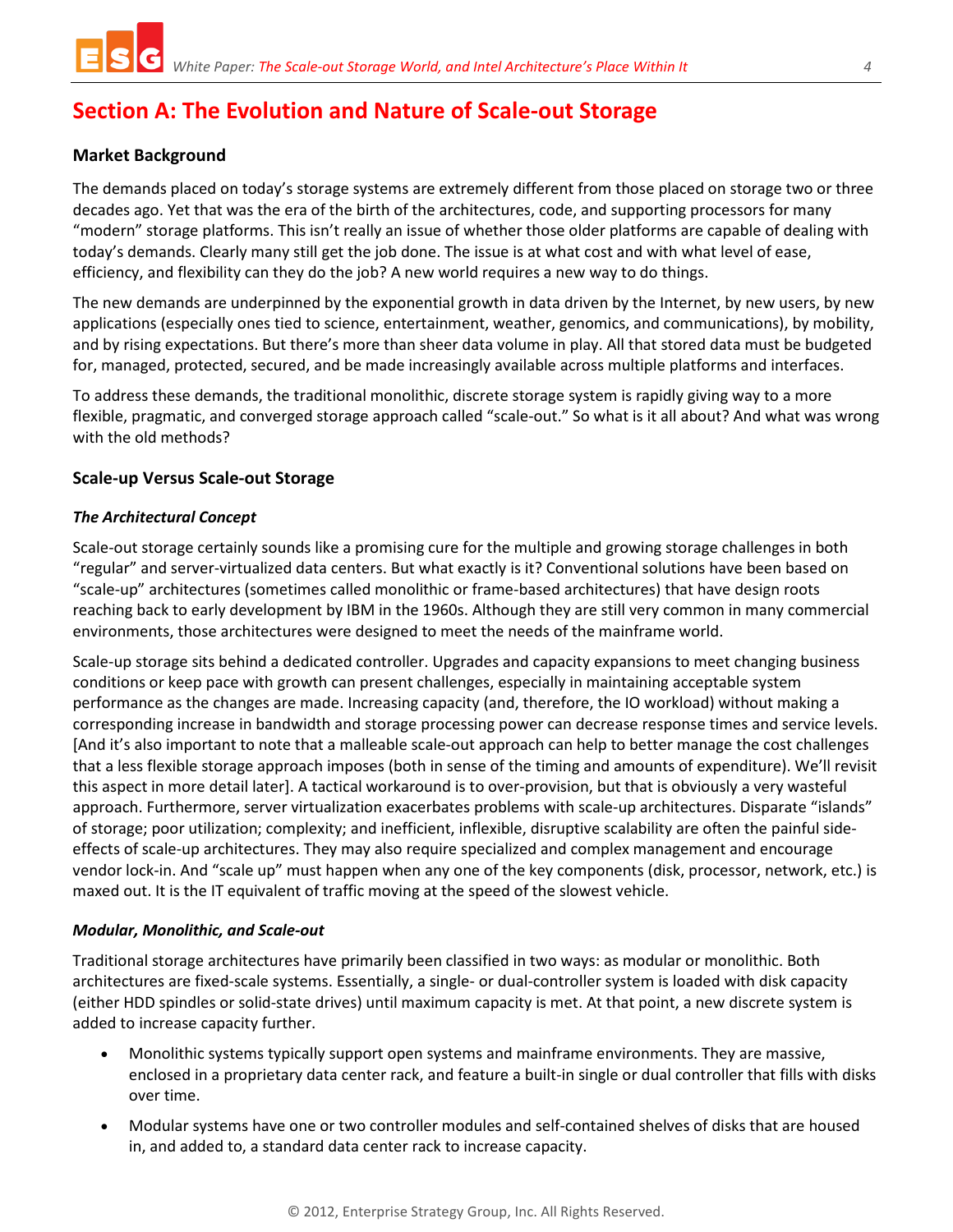# Section A: The Evolution and Nature of Scale-out Storage

## Market Background

The demands placed on today's storage systems are extremely different from those placed on storage two or three decades ago. Yet that was the era of the birth of the architectures, code, and supporting processors for many "modern" storage platforms. This isn't really an issue of whether those older platforms are capable of dealing with today's demands. Clearly many still get the job done. The issue is at what cost and with what level of ease, efficiency, and flexibility can they do the job? A new world requires a new way to do things.

The new demands are underpinned by the exponential growth in data driven by the Internet, by new users, by new applications (especially ones tied to science, entertainment, weather, genomics, and communications), by mobility, and by rising expectations. But there's more than sheer data volume in play. All that stored data must be budgeted for, managed, protected, secured, and be made increasingly available across multiple platforms and interfaces.

To address these demands, the traditional monolithic, discrete storage system is rapidly giving way to a more flexible, pragmatic, and converged storage approach called "scale-out." So what is it all about? And what was wrong with the old methods?

## Scale-up Versus Scale-out Storage

### *The Architectural Concept*

Scale-out storage certainly sounds like a promising cure for the multiple and growing storage challenges in both "regular" and server-virtualized data centers. But what exactly is it? Conventional solutions have been based on "scale-up" architectures (sometimes called monolithic or frame-based architectures) that have design roots reaching back to early development by IBM in the 1960s. Although they are still very common in many commercial environments, those architectures were designed to meet the needs of the mainframe world.

Scale-up storage sits behind a dedicated controller. Upgrades and capacity expansions to meet changing business conditions or keep pace with growth can present challenges, especially in maintaining acceptable system performance as the changes are made. Increasing capacity (and, therefore, the IO workload) without making a corresponding increase in bandwidth and storage processing power can decrease response times and service levels. [And it's also important to note that a malleable scale-out approach can help to better manage the cost challenges that a less flexible storage approach imposes (both in sense of the timing and amounts of expenditure). We'll revisit this aspect in more detail later]. A tactical workaround is to over-provision, but that is obviously a very wasteful approach. Furthermore, server virtualization exacerbates problems with scale-up architectures. Disparate "islands" of storage; poor utilization; complexity; and inefficient, inflexible, disruptive scalability are often the painful side-effects of scale-up architectures. They may also require specialized and complex management and encourage vendor lock-in. And "scale up" must happen when any one of the key components (disk, processor, network, etc.) is maxed out. It is the IT equivalent of traffic moving at the speed of the slowest vehicle.

### *Modular, Monolithic, and Scale-out*

Traditional storage architectures have primarily been classified in two ways: as modular or monolithic. Both architectures are fixed-scale systems. Essentially, a single- or dual-controller system is loaded with disk capacity (either HDD spindles or solid-state drives) until maximum capacity is met. At that point, a new discrete system is added to increase capacity further.

- Monolithic systems typically support open systems and mainframe environments. They are massive, enclosed in a proprietary data center rack, and feature a built-in single or dual controller that fills with disks over time.
- Modular systems have one or two controller modules and self-contained shelves of disks that are housed in, and added to, a standard data center rack to increase capacity.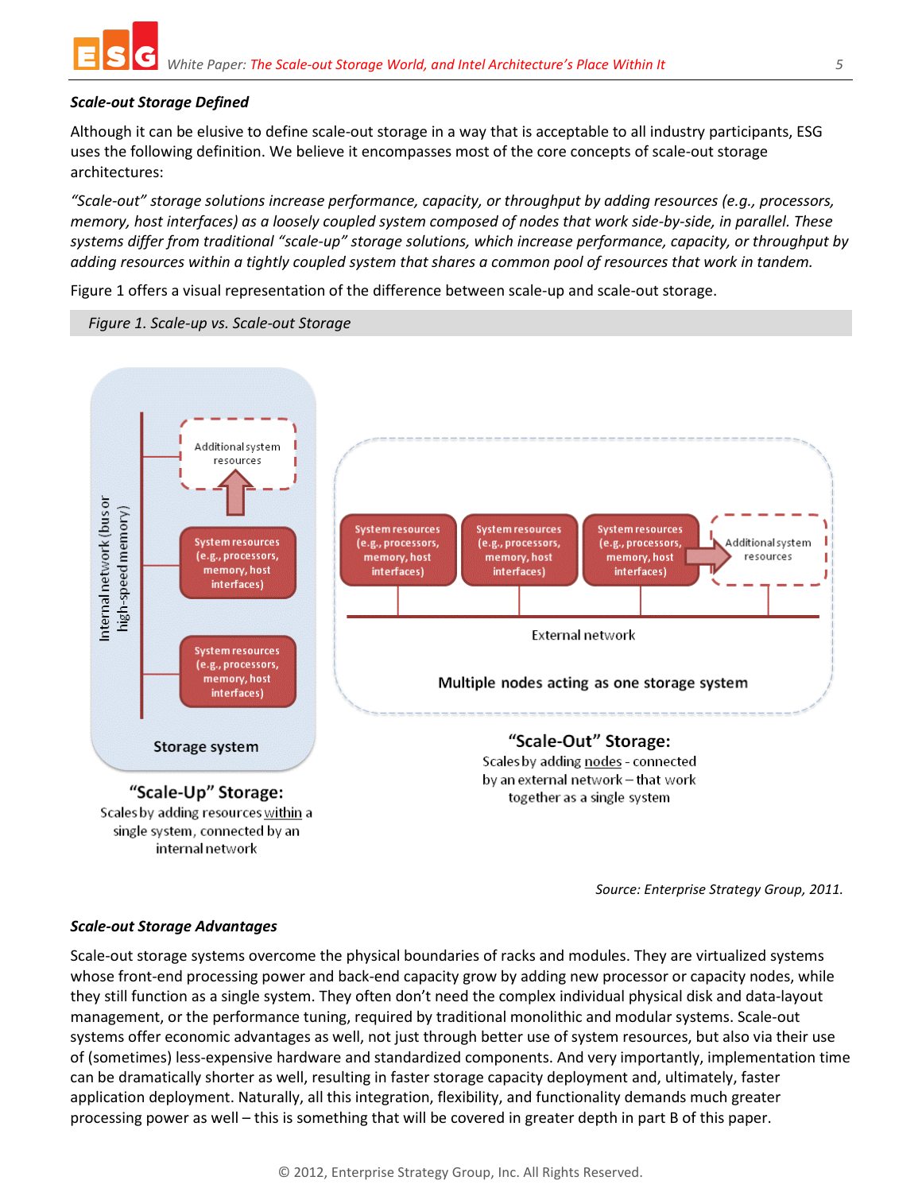### *Scale-out Storage Defined*

Although it can be elusive to define scale-out storage in a way that is acceptable to all industry participants, ESG uses the following definition. We believe it encompasses most of the core concepts of scale-out storage architectures:

*"Scale-out" storage solutions increase performance, capacity, or throughput by adding resources (e.g., processors, memory, host interfaces) as a loosely coupled system composed of nodes that work side-by-side, in parallel. These systems differ from traditional "scale-up" storage solutions, which increase performance, capacity, or throughput by adding resources within a tightly coupled system that shares a common pool of resources that work in tandem.*

Figure 1 offers a visual representation of the difference between scale-up and scale-out storage.

*Figure 1. Scale-up vs. Scale-out Storage*

Internal network (bus or high-speed memory)

Additional system resources

System resources (e.g., processors, memory, host interfaces)

System resources (e.g., processors, memory, host interfaces)

Storage system

**"Scale-Up" Storage:**
Scales by adding resources within a single system, connected by an internal network

System resources (e.g., processors, memory, host interfaces)

System resources (e.g., processors, memory, host interfaces)

System resources (e.g., processors, memory, host interfaces)

Additional system resources

External network

Multiple nodes acting as one storage system

**"Scale-Out" Storage:**
Scales by adding nodes - connected by an external network – that work together as a single system

*Source: Enterprise Strategy Group, 2011.*

### *Scale-out Storage Advantages*

Scale-out storage systems overcome the physical boundaries of racks and modules. They are virtualized systems whose front-end processing power and back-end capacity grow by adding new processor or capacity nodes, while they still function as a single system. They often don't need the complex individual physical disk and data-layout management, or the performance tuning, required by traditional monolithic and modular systems. Scale-out systems offer economic advantages as well, not just through better use of system resources, but also via their use of (sometimes) less-expensive hardware and standardized components. And very importantly, implementation time can be dramatically shorter as well, resulting in faster storage capacity deployment and, ultimately, faster application deployment. Naturally, all this integration, flexibility, and functionality demands much greater processing power as well – this is something that will be covered in greater depth in part B of this paper.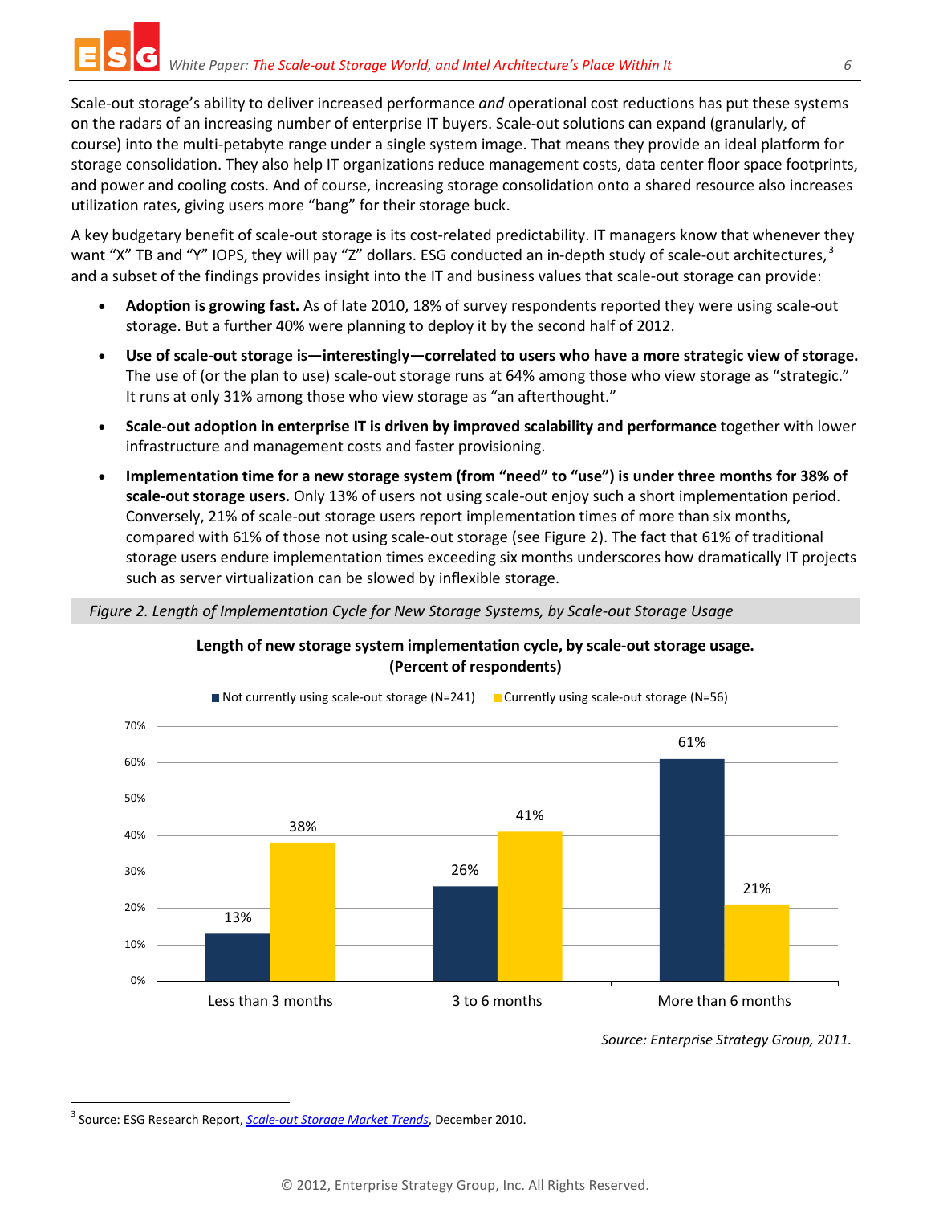Scale-out storage's ability to deliver increased performance *and* operational cost reductions has put these systems on the radars of an increasing number of enterprise IT buyers. Scale-out solutions can expand (granularly, of course) into the multi-petabyte range under a single system image. That means they provide an ideal platform for storage consolidation. They also help IT organizations reduce management costs, data center floor space footprints, and power and cooling costs. And of course, increasing storage consolidation onto a shared resource also increases utilization rates, giving users more "bang" for their storage buck.

A key budgetary benefit of scale-out storage is its cost-related predictability. IT managers know that whenever they want "X" TB and "Y" IOPS, they will pay "Z" dollars. ESG conducted an in-depth study of scale-out architectures,[3] and a subset of the findings provides insight into the IT and business values that scale-out storage can provide:

- **Adoption is growing fast.** As of late 2010, 18% of survey respondents reported they were using scale-out storage. But a further 40% were planning to deploy it by the second half of 2012.
- **Use of scale-out storage is—interestingly—correlated to users who have a more strategic view of storage.** The use of (or the plan to use) scale-out storage runs at 64% among those who view storage as "strategic." It runs at only 31% among those who view storage as "an afterthought."
- **Scale-out adoption in enterprise IT is driven by improved scalability and performance** together with lower infrastructure and management costs and faster provisioning.
- **Implementation time for a new storage system (from "need" to "use") is under three months for 38% of scale-out storage users.** Only 13% of users not using scale-out enjoy such a short implementation period. Conversely, 21% of scale-out storage users report implementation times of more than six months, compared with 61% of those not using scale-out storage (see Figure 2). The fact that 61% of traditional storage users endure implementation times exceeding six months underscores how dramatically IT projects such as server virtualization can be slowed by inflexible storage.

*Figure 2. Length of Implementation Cycle for New Storage Systems, by Scale-out Storage Usage*

**Length of new storage system implementation cycle, by scale-out storage usage. (Percent of respondents)**

| | Not currently using scale-out storage (N=241) | Currently using scale-out storage (N=56) |
|---|---|---|
| Less than 3 months | 13% | 38% |
| 3 to 6 months | 26% | 41% |
| More than 6 months | 61% | 21% |

*Source: Enterprise Strategy Group, 2011.*

[3] Source: ESG Research Report, Scale-out Storage Market Trends, December 2010.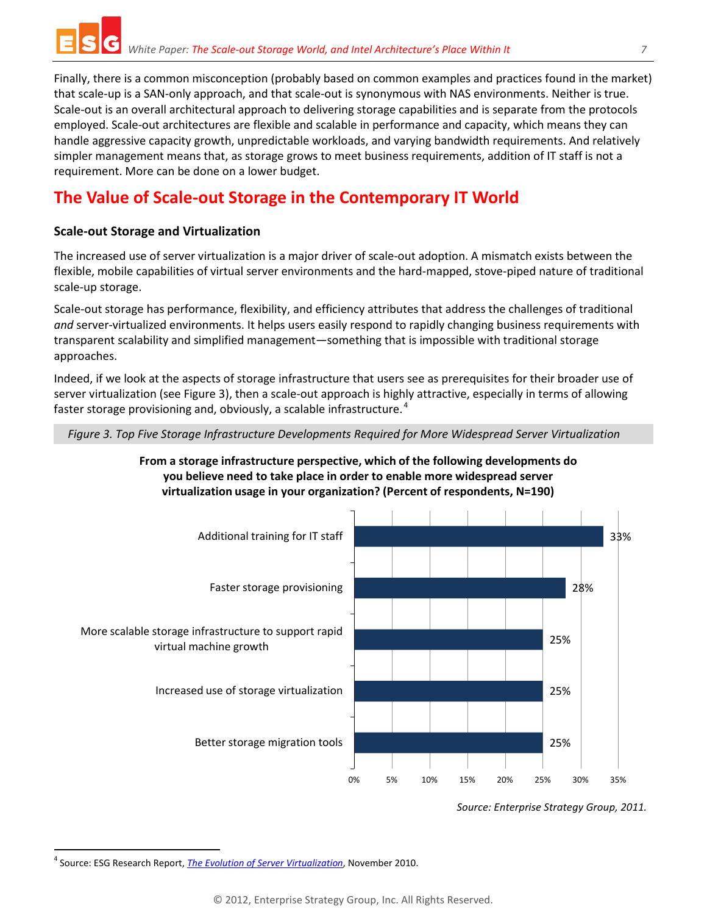Finally, there is a common misconception (probably based on common examples and practices found in the market) that scale-up is a SAN-only approach, and that scale-out is synonymous with NAS environments. Neither is true. Scale-out is an overall architectural approach to delivering storage capabilities and is separate from the protocols employed. Scale-out architectures are flexible and scalable in performance and capacity, which means they can handle aggressive capacity growth, unpredictable workloads, and varying bandwidth requirements. And relatively simpler management means that, as storage grows to meet business requirements, addition of IT staff is not a requirement. More can be done on a lower budget.

# The Value of Scale-out Storage in the Contemporary IT World

## Scale-out Storage and Virtualization

The increased use of server virtualization is a major driver of scale-out adoption. A mismatch exists between the flexible, mobile capabilities of virtual server environments and the hard-mapped, stove-piped nature of traditional scale-up storage.

Scale-out storage has performance, flexibility, and efficiency attributes that address the challenges of traditional *and* server-virtualized environments. It helps users easily respond to rapidly changing business requirements with transparent scalability and simplified management—something that is impossible with traditional storage approaches.

Indeed, if we look at the aspects of storage infrastructure that users see as prerequisites for their broader use of server virtualization (see Figure 3), then a scale-out approach is highly attractive, especially in terms of allowing faster storage provisioning and, obviously, a scalable infrastructure.[4]

*Figure 3. Top Five Storage Infrastructure Developments Required for More Widespread Server Virtualization*

**From a storage infrastructure perspective, which of the following developments do you believe need to take place in order to enable more widespread server virtualization usage in your organization? (Percent of respondents, N=190)**

| Development | Percent of respondents |
|---|---|
| Additional training for IT staff | 33% |
| Faster storage provisioning | 28% |
| More scalable storage infrastructure to support rapid virtual machine growth | 25% |
| Increased use of storage virtualization | 25% |
| Better storage migration tools | 25% |

*Source: Enterprise Strategy Group, 2011.*

[4] Source: ESG Research Report, *The Evolution of Server Virtualization*, November 2010.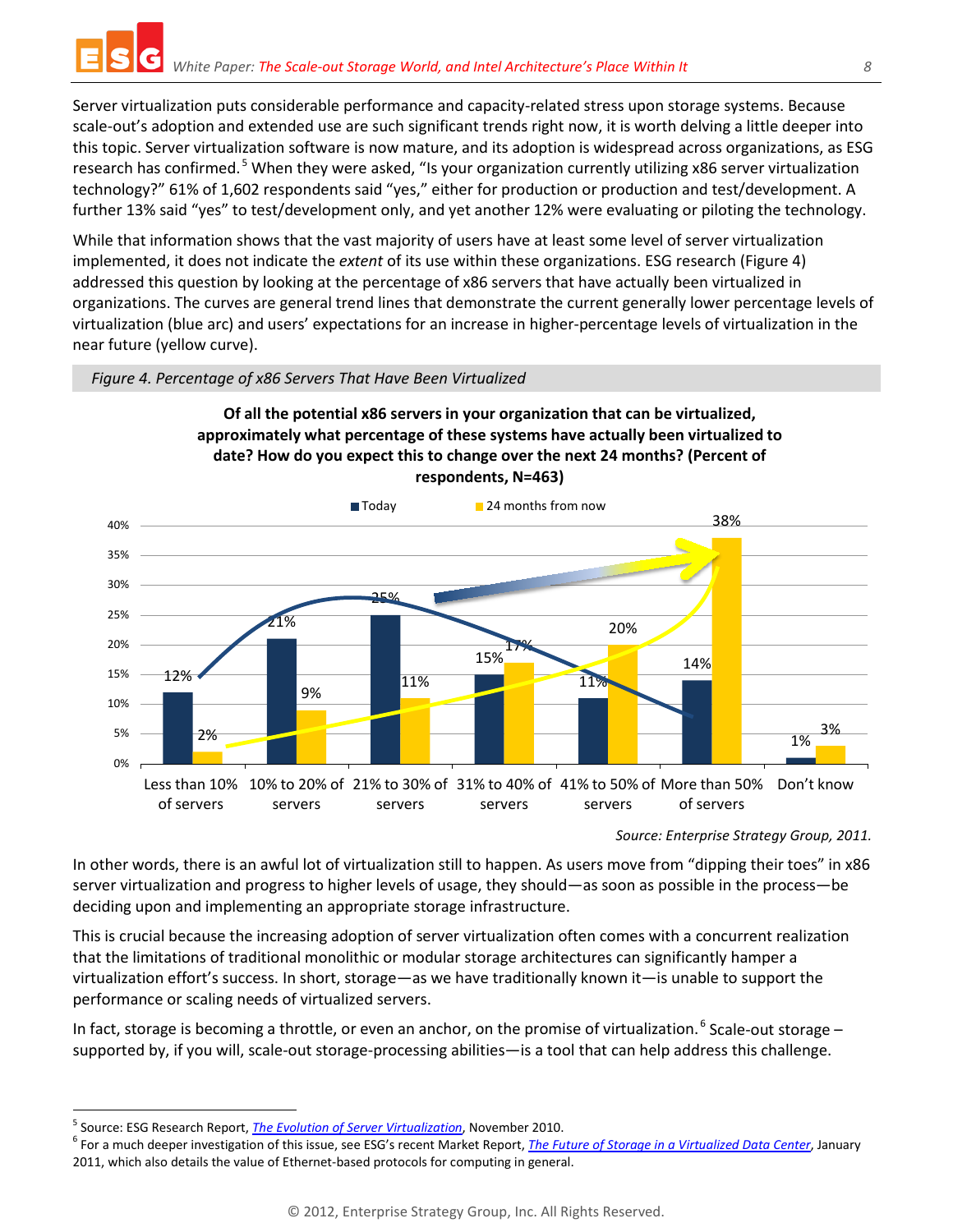Server virtualization puts considerable performance and capacity-related stress upon storage systems. Because scale-out's adoption and extended use are such significant trends right now, it is worth delving a little deeper into this topic. Server virtualization software is now mature, and its adoption is widespread across organizations, as ESG research has confirmed.[5] When they were asked, "Is your organization currently utilizing x86 server virtualization technology?" 61% of 1,602 respondents said "yes," either for production or production and test/development. A further 13% said "yes" to test/development only, and yet another 12% were evaluating or piloting the technology.

While that information shows that the vast majority of users have at least some level of server virtualization implemented, it does not indicate the *extent* of its use within these organizations. ESG research (Figure 4) addressed this question by looking at the percentage of x86 servers that have actually been virtualized in organizations. The curves are general trend lines that demonstrate the current generally lower percentage levels of virtualization (blue arc) and users' expectations for an increase in higher-percentage levels of virtualization in the near future (yellow curve).

*Figure 4. Percentage of x86 Servers That Have Been Virtualized*

**Of all the potential x86 servers in your organization that can be virtualized, approximately what percentage of these systems have actually been virtualized to date? How do you expect this to change over the next 24 months? (Percent of respondents, N=463)**

| | Today | 24 months from now |
|---|---|---|
| Less than 10% of servers | 12% | 2% |
| 10% to 20% of servers | 21% | 9% |
| 21% to 30% of servers | 25% | 11% |
| 31% to 40% of servers | 15% | 17% |
| 41% to 50% of servers | 11% | 20% |
| More than 50% of servers | 14% | 38% |
| Don't know | 1% | 3% |

*Source: Enterprise Strategy Group, 2011.*

In other words, there is an awful lot of virtualization still to happen. As users move from "dipping their toes" in x86 server virtualization and progress to higher levels of usage, they should—as soon as possible in the process—be deciding upon and implementing an appropriate storage infrastructure.

This is crucial because the increasing adoption of server virtualization often comes with a concurrent realization that the limitations of traditional monolithic or modular storage architectures can significantly hamper a virtualization effort's success. In short, storage—as we have traditionally known it—is unable to support the performance or scaling needs of virtualized servers.

In fact, storage is becoming a throttle, or even an anchor, on the promise of virtualization.[6] Scale-out storage – supported by, if you will, scale-out storage-processing abilities—is a tool that can help address this challenge.

---

[5] Source: ESG Research Report, *The Evolution of Server Virtualization*, November 2010.

[6] For a much deeper investigation of this issue, see ESG's recent Market Report, *The Future of Storage in a Virtualized Data Center*, January 2011, which also details the value of Ethernet-based protocols for computing in general.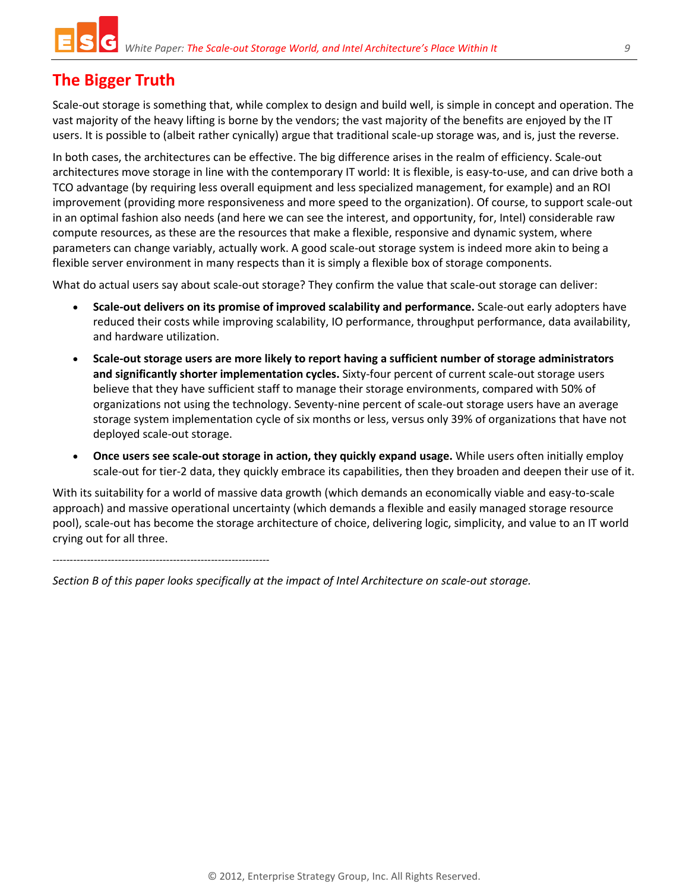## The Bigger Truth

Scale-out storage is something that, while complex to design and build well, is simple in concept and operation. The vast majority of the heavy lifting is borne by the vendors; the vast majority of the benefits are enjoyed by the IT users. It is possible to (albeit rather cynically) argue that traditional scale-up storage was, and is, just the reverse.

In both cases, the architectures can be effective. The big difference arises in the realm of efficiency. Scale-out architectures move storage in line with the contemporary IT world: It is flexible, is easy-to-use, and can drive both a TCO advantage (by requiring less overall equipment and less specialized management, for example) and an ROI improvement (providing more responsiveness and more speed to the organization). Of course, to support scale-out in an optimal fashion also needs (and here we can see the interest, and opportunity, for, Intel) considerable raw compute resources, as these are the resources that make a flexible, responsive and dynamic system, where parameters can change variably, actually work. A good scale-out storage system is indeed more akin to being a flexible server environment in many respects than it is simply a flexible box of storage components.

What do actual users say about scale-out storage? They confirm the value that scale-out storage can deliver:

- **Scale-out delivers on its promise of improved scalability and performance.** Scale-out early adopters have reduced their costs while improving scalability, IO performance, throughput performance, data availability, and hardware utilization.
- **Scale-out storage users are more likely to report having a sufficient number of storage administrators and significantly shorter implementation cycles.** Sixty-four percent of current scale-out storage users believe that they have sufficient staff to manage their storage environments, compared with 50% of organizations not using the technology. Seventy-nine percent of scale-out storage users have an average storage system implementation cycle of six months or less, versus only 39% of organizations that have not deployed scale-out storage.
- **Once users see scale-out storage in action, they quickly expand usage.** While users often initially employ scale-out for tier-2 data, they quickly embrace its capabilities, then they broaden and deepen their use of it.

With its suitability for a world of massive data growth (which demands an economically viable and easy-to-scale approach) and massive operational uncertainty (which demands a flexible and easily managed storage resource pool), scale-out has become the storage architecture of choice, delivering logic, simplicity, and value to an IT world crying out for all three.

---------------------------------------------------------------

*Section B of this paper looks specifically at the impact of Intel Architecture on scale-out storage.*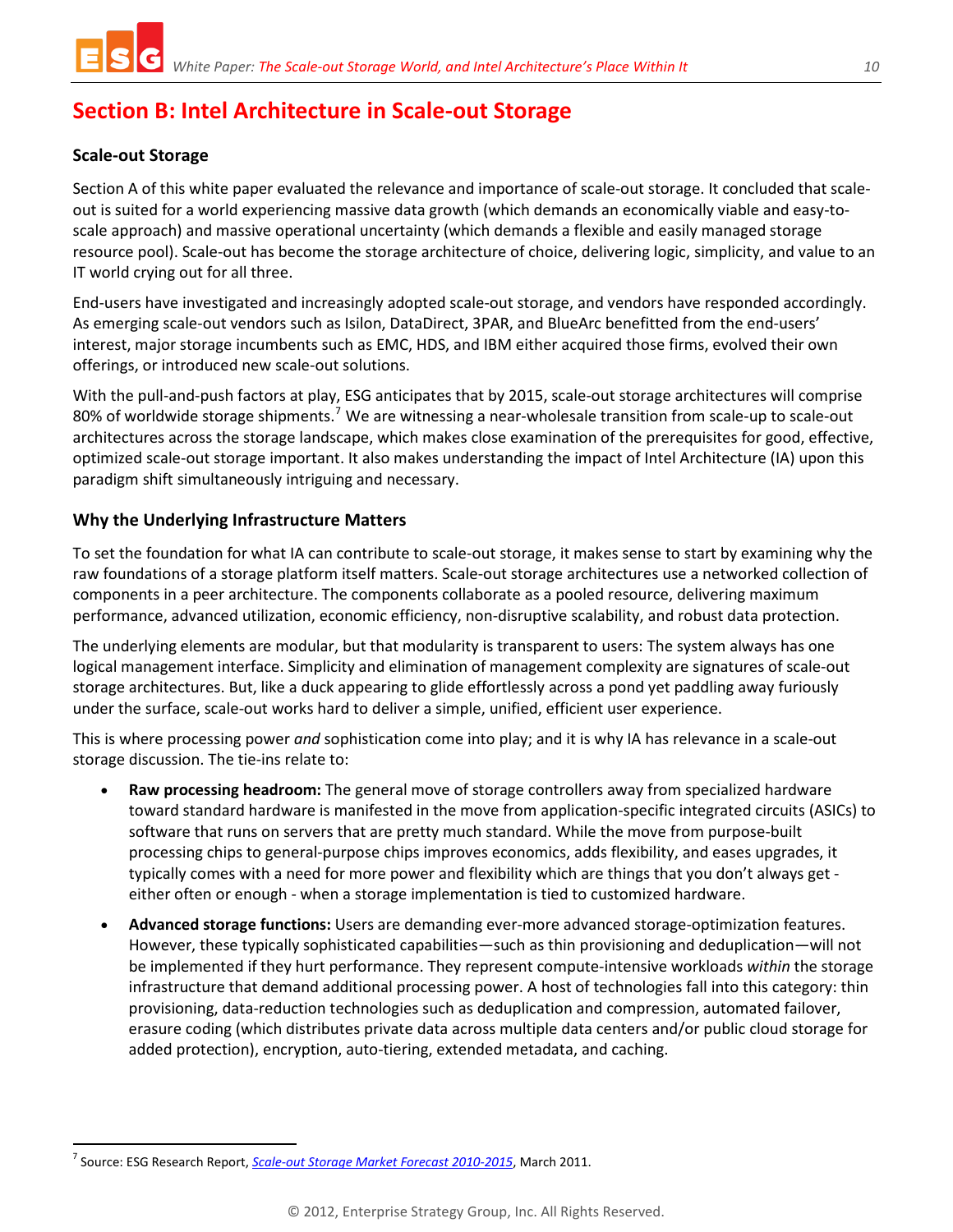# Section B: Intel Architecture in Scale-out Storage

## Scale-out Storage

Section A of this white paper evaluated the relevance and importance of scale-out storage. It concluded that scale-out is suited for a world experiencing massive data growth (which demands an economically viable and easy-to-scale approach) and massive operational uncertainty (which demands a flexible and easily managed storage resource pool). Scale-out has become the storage architecture of choice, delivering logic, simplicity, and value to an IT world crying out for all three.

End-users have investigated and increasingly adopted scale-out storage, and vendors have responded accordingly. As emerging scale-out vendors such as Isilon, DataDirect, 3PAR, and BlueArc benefitted from the end-users' interest, major storage incumbents such as EMC, HDS, and IBM either acquired those firms, evolved their own offerings, or introduced new scale-out solutions.

With the pull-and-push factors at play, ESG anticipates that by 2015, scale-out storage architectures will comprise 80% of worldwide storage shipments.[7] We are witnessing a near-wholesale transition from scale-up to scale-out architectures across the storage landscape, which makes close examination of the prerequisites for good, effective, optimized scale-out storage important. It also makes understanding the impact of Intel Architecture (IA) upon this paradigm shift simultaneously intriguing and necessary.

## Why the Underlying Infrastructure Matters

To set the foundation for what IA can contribute to scale-out storage, it makes sense to start by examining why the raw foundations of a storage platform itself matters. Scale-out storage architectures use a networked collection of components in a peer architecture. The components collaborate as a pooled resource, delivering maximum performance, advanced utilization, economic efficiency, non-disruptive scalability, and robust data protection.

The underlying elements are modular, but that modularity is transparent to users: The system always has one logical management interface. Simplicity and elimination of management complexity are signatures of scale-out storage architectures. But, like a duck appearing to glide effortlessly across a pond yet paddling away furiously under the surface, scale-out works hard to deliver a simple, unified, efficient user experience.

This is where processing power *and* sophistication come into play; and it is why IA has relevance in a scale-out storage discussion. The tie-ins relate to:

- **Raw processing headroom:** The general move of storage controllers away from specialized hardware toward standard hardware is manifested in the move from application-specific integrated circuits (ASICs) to software that runs on servers that are pretty much standard. While the move from purpose-built processing chips to general-purpose chips improves economics, adds flexibility, and eases upgrades, it typically comes with a need for more power and flexibility which are things that you don't always get - either often or enough - when a storage implementation is tied to customized hardware.
- **Advanced storage functions:** Users are demanding ever-more advanced storage-optimization features. However, these typically sophisticated capabilities—such as thin provisioning and deduplication—will not be implemented if they hurt performance. They represent compute-intensive workloads *within* the storage infrastructure that demand additional processing power. A host of technologies fall into this category: thin provisioning, data-reduction technologies such as deduplication and compression, automated failover, erasure coding (which distributes private data across multiple data centers and/or public cloud storage for added protection), encryption, auto-tiering, extended metadata, and caching.

[7] Source: ESG Research Report, *Scale-out Storage Market Forecast 2010-2015*, March 2011.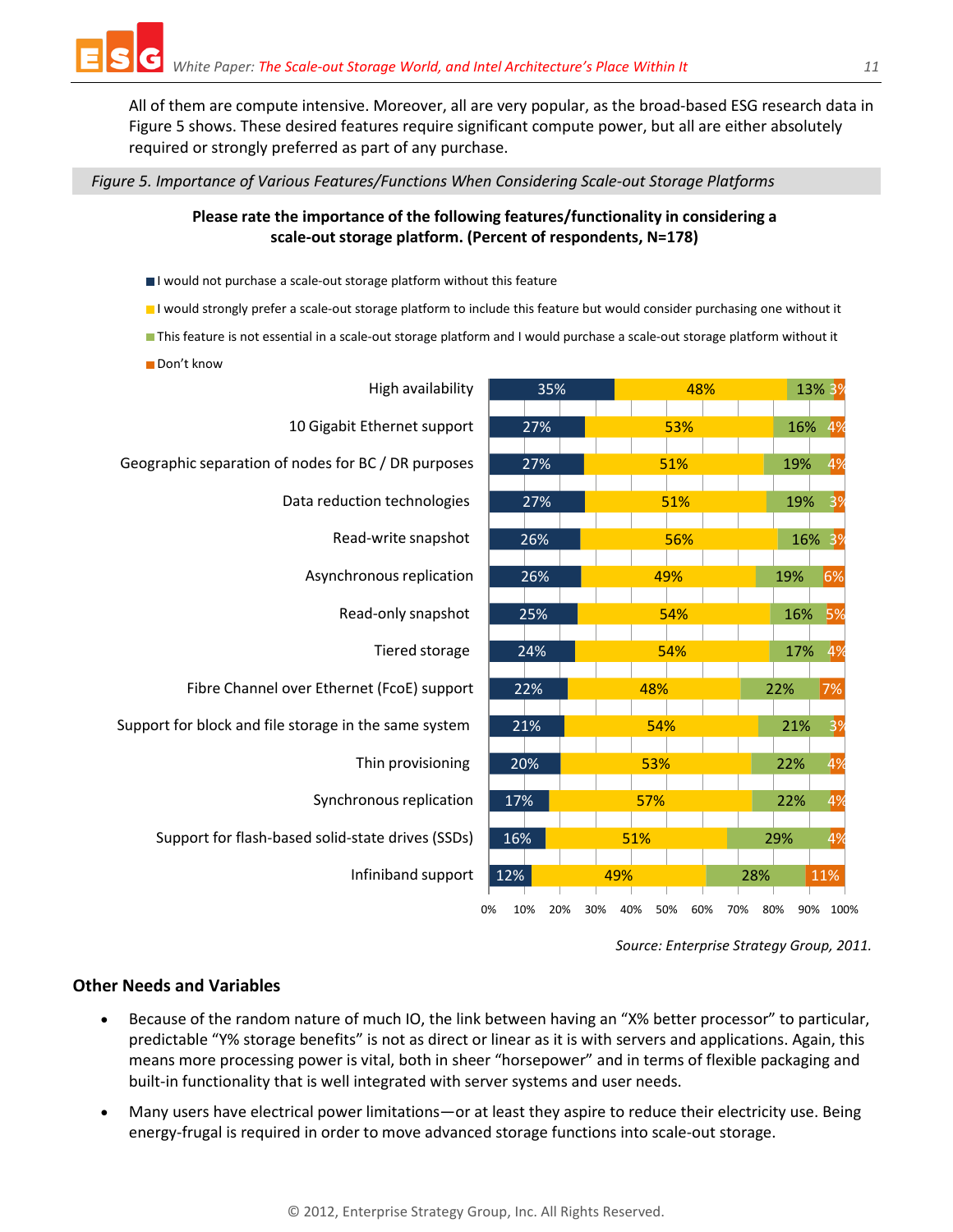All of them are compute intensive. Moreover, all are very popular, as the broad-based ESG research data in Figure 5 shows. These desired features require significant compute power, but all are either absolutely required or strongly preferred as part of any purchase.

*Figure 5. Importance of Various Features/Functions When Considering Scale-out Storage Platforms*

**Please rate the importance of the following features/functionality in considering a scale-out storage platform. (Percent of respondents, N=178)**

| Feature | I would not purchase a scale-out storage platform without this feature | I would strongly prefer a scale-out storage platform to include this feature but would consider purchasing one without it | This feature is not essential in a scale-out storage platform and I would purchase a scale-out storage platform without it | Don't know |
|---|---|---|---|---|
| High availability | 35% | 48% | 13% | 3% |
| 10 Gigabit Ethernet support | 27% | 53% | 16% | 4% |
| Geographic separation of nodes for BC / DR purposes | 27% | 51% | 19% | 4% |
| Data reduction technologies | 27% | 51% | 19% | 3% |
| Read-write snapshot | 26% | 56% | 16% | 3% |
| Asynchronous replication | 26% | 49% | 19% | 6% |
| Read-only snapshot | 25% | 54% | 16% | 5% |
| Tiered storage | 24% | 54% | 17% | 4% |
| Fibre Channel over Ethernet (FcoE) support | 22% | 48% | 22% | 7% |
| Support for block and file storage in the same system | 21% | 54% | 21% | 3% |
| Thin provisioning | 20% | 53% | 22% | 4% |
| Synchronous replication | 17% | 57% | 22% | 4% |
| Support for flash-based solid-state drives (SSDs) | 16% | 51% | 29% | 4% |
| Infiniband support | 12% | 49% | 28% | 11% |

*Source: Enterprise Strategy Group, 2011.*

### Other Needs and Variables

- Because of the random nature of much IO, the link between having an "X% better processor" to particular, predictable "Y% storage benefits" is not as direct or linear as it is with servers and applications. Again, this means more processing power is vital, both in sheer "horsepower" and in terms of flexible packaging and built-in functionality that is well integrated with server systems and user needs.
- Many users have electrical power limitations—or at least they aspire to reduce their electricity use. Being energy-frugal is required in order to move advanced storage functions into scale-out storage.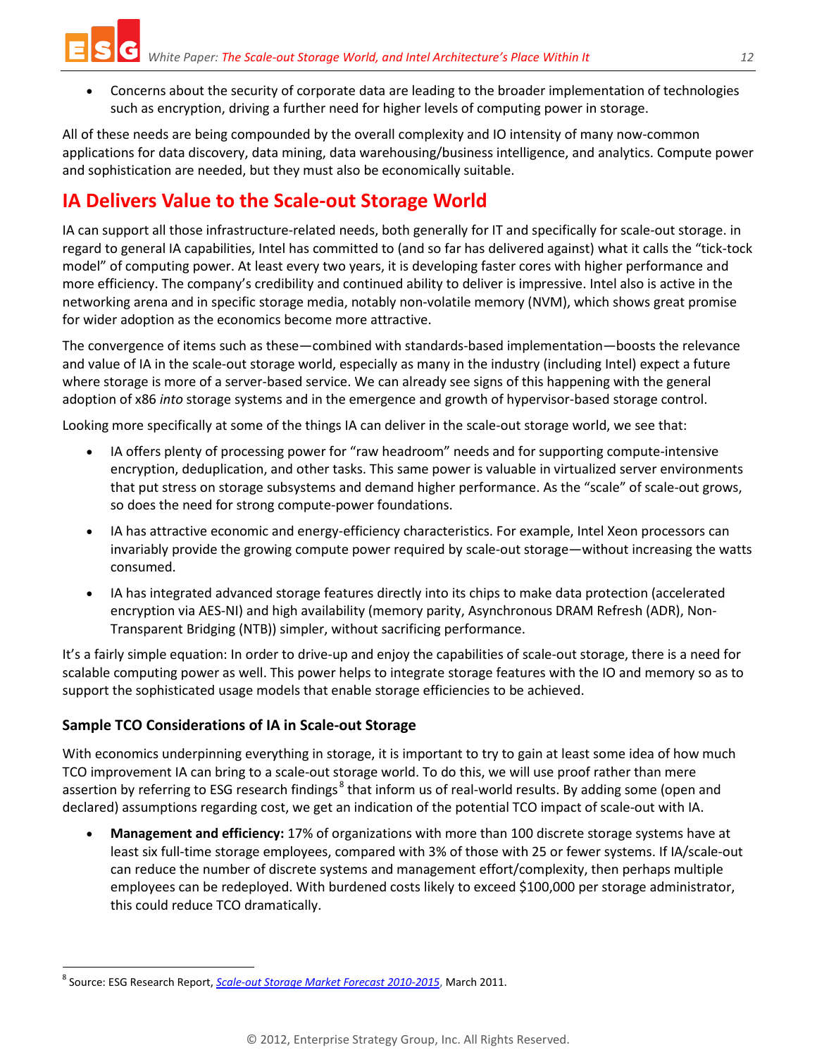- Concerns about the security of corporate data are leading to the broader implementation of technologies such as encryption, driving a further need for higher levels of computing power in storage.

All of these needs are being compounded by the overall complexity and IO intensity of many now-common applications for data discovery, data mining, data warehousing/business intelligence, and analytics. Compute power and sophistication are needed, but they must also be economically suitable.

## IA Delivers Value to the Scale-out Storage World

IA can support all those infrastructure-related needs, both generally for IT and specifically for scale-out storage. in regard to general IA capabilities, Intel has committed to (and so far has delivered against) what it calls the "tick-tock model" of computing power. At least every two years, it is developing faster cores with higher performance and more efficiency. The company's credibility and continued ability to deliver is impressive. Intel also is active in the networking arena and in specific storage media, notably non-volatile memory (NVM), which shows great promise for wider adoption as the economics become more attractive.

The convergence of items such as these—combined with standards-based implementation—boosts the relevance and value of IA in the scale-out storage world, especially as many in the industry (including Intel) expect a future where storage is more of a server-based service. We can already see signs of this happening with the general adoption of x86 *into* storage systems and in the emergence and growth of hypervisor-based storage control.

Looking more specifically at some of the things IA can deliver in the scale-out storage world, we see that:

- IA offers plenty of processing power for "raw headroom" needs and for supporting compute-intensive encryption, deduplication, and other tasks. This same power is valuable in virtualized server environments that put stress on storage subsystems and demand higher performance. As the "scale" of scale-out grows, so does the need for strong compute-power foundations.
- IA has attractive economic and energy-efficiency characteristics. For example, Intel Xeon processors can invariably provide the growing compute power required by scale-out storage—without increasing the watts consumed.
- IA has integrated advanced storage features directly into its chips to make data protection (accelerated encryption via AES-NI) and high availability (memory parity, Asynchronous DRAM Refresh (ADR), Non-Transparent Bridging (NTB)) simpler, without sacrificing performance.

It's a fairly simple equation: In order to drive-up and enjoy the capabilities of scale-out storage, there is a need for scalable computing power as well. This power helps to integrate storage features with the IO and memory so as to support the sophisticated usage models that enable storage efficiencies to be achieved.

### Sample TCO Considerations of IA in Scale-out Storage

With economics underpinning everything in storage, it is important to try to gain at least some idea of how much TCO improvement IA can bring to a scale-out storage world. To do this, we will use proof rather than mere assertion by referring to ESG research findings[8] that inform us of real-world results. By adding some (open and declared) assumptions regarding cost, we get an indication of the potential TCO impact of scale-out with IA.

- **Management and efficiency:** 17% of organizations with more than 100 discrete storage systems have at least six full-time storage employees, compared with 3% of those with 25 or fewer systems. If IA/scale-out can reduce the number of discrete systems and management effort/complexity, then perhaps multiple employees can be redeployed. With burdened costs likely to exceed $100,000 per storage administrator, this could reduce TCO dramatically.

[8] Source: ESG Research Report, *Scale-out Storage Market Forecast 2010-2015*, March 2011.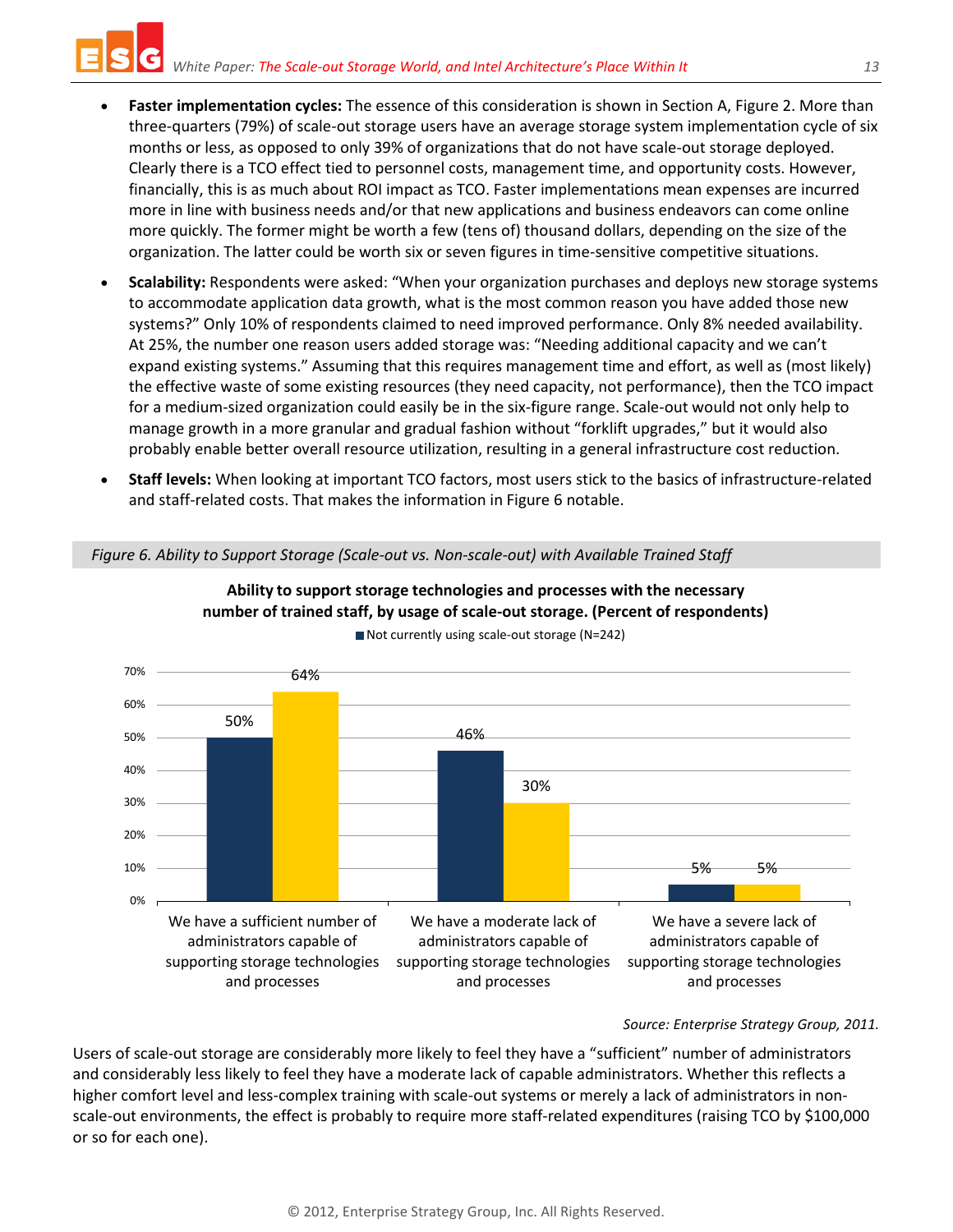- **Faster implementation cycles:** The essence of this consideration is shown in Section A, Figure 2. More than three-quarters (79%) of scale-out storage users have an average storage system implementation cycle of six months or less, as opposed to only 39% of organizations that do not have scale-out storage deployed. Clearly there is a TCO effect tied to personnel costs, management time, and opportunity costs. However, financially, this is as much about ROI impact as TCO. Faster implementations mean expenses are incurred more in line with business needs and/or that new applications and business endeavors can come online more quickly. The former might be worth a few (tens of) thousand dollars, depending on the size of the organization. The latter could be worth six or seven figures in time-sensitive competitive situations.
- **Scalability:** Respondents were asked: "When your organization purchases and deploys new storage systems to accommodate application data growth, what is the most common reason you have added those new systems?" Only 10% of respondents claimed to need improved performance. Only 8% needed availability. At 25%, the number one reason users added storage was: "Needing additional capacity and we can't expand existing systems." Assuming that this requires management time and effort, as well as (most likely) the effective waste of some existing resources (they need capacity, not performance), then the TCO impact for a medium-sized organization could easily be in the six-figure range. Scale-out would not only help to manage growth in a more granular and gradual fashion without "forklift upgrades," but it would also probably enable better overall resource utilization, resulting in a general infrastructure cost reduction.
- **Staff levels:** When looking at important TCO factors, most users stick to the basics of infrastructure-related and staff-related costs. That makes the information in Figure 6 notable.

*Figure 6. Ability to Support Storage (Scale-out vs. Non-scale-out) with Available Trained Staff*

**Ability to support storage technologies and processes with the necessary number of trained staff, by usage of scale-out storage. (Percent of respondents)**

| | Not currently using scale-out storage (N=242) | Using scale-out storage |
|---|---|---|
| We have a sufficient number of administrators capable of supporting storage technologies and processes | 50% | 64% |
| We have a moderate lack of administrators capable of supporting storage technologies and processes | 46% | 30% |
| We have a severe lack of administrators capable of supporting storage technologies and processes | 5% | 5% |

*Source: Enterprise Strategy Group, 2011.*

Users of scale-out storage are considerably more likely to feel they have a "sufficient" number of administrators and considerably less likely to feel they have a moderate lack of capable administrators. Whether this reflects a higher comfort level and less-complex training with scale-out systems or merely a lack of administrators in non-scale-out environments, the effect is probably to require more staff-related expenditures (raising TCO by $100,000 or so for each one).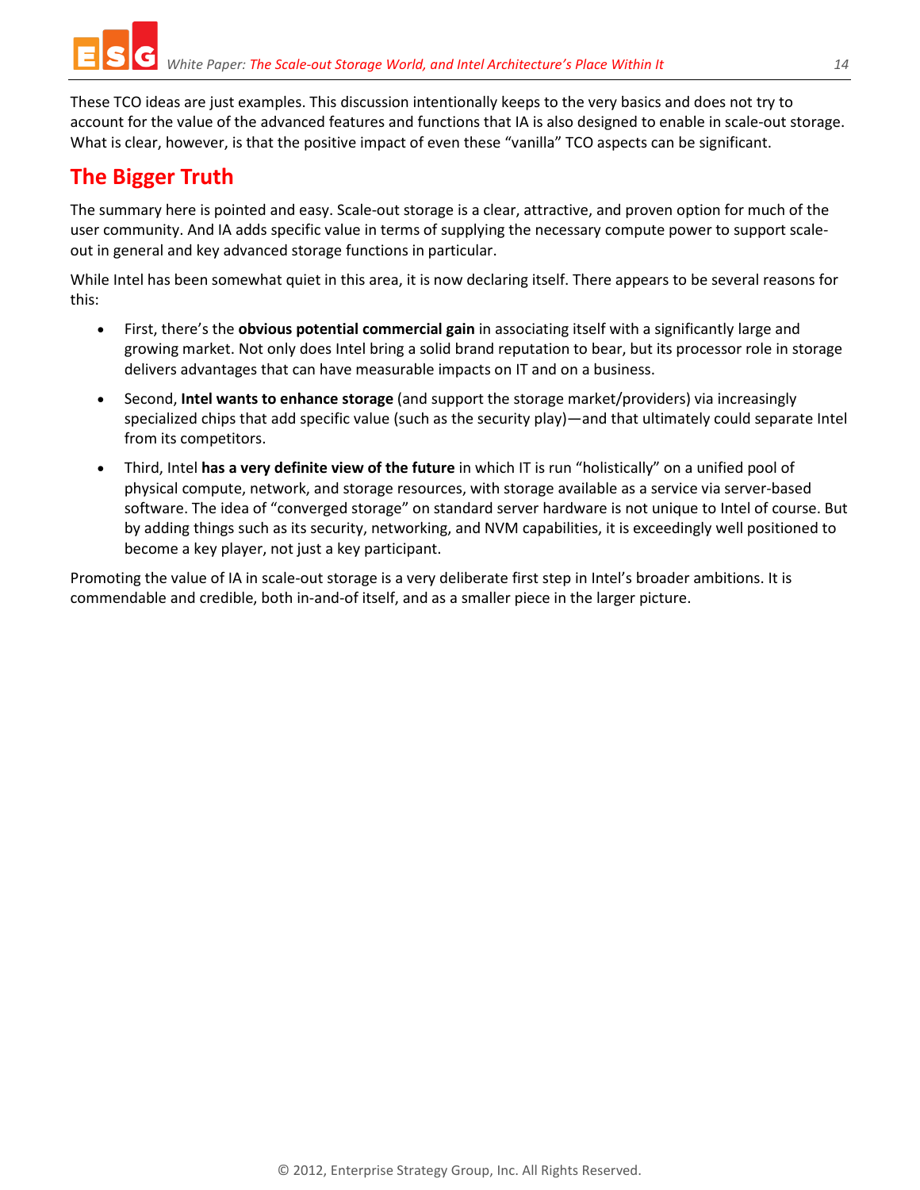These TCO ideas are just examples. This discussion intentionally keeps to the very basics and does not try to account for the value of the advanced features and functions that IA is also designed to enable in scale-out storage. What is clear, however, is that the positive impact of even these “vanilla” TCO aspects can be significant.

## The Bigger Truth

The summary here is pointed and easy. Scale-out storage is a clear, attractive, and proven option for much of the user community. And IA adds specific value in terms of supplying the necessary compute power to support scale-out in general and key advanced storage functions in particular.

While Intel has been somewhat quiet in this area, it is now declaring itself. There appears to be several reasons for this:

- First, there’s the **obvious potential commercial gain** in associating itself with a significantly large and growing market. Not only does Intel bring a solid brand reputation to bear, but its processor role in storage delivers advantages that can have measurable impacts on IT and on a business.
- Second, **Intel wants to enhance storage** (and support the storage market/providers) via increasingly specialized chips that add specific value (such as the security play)—and that ultimately could separate Intel from its competitors.
- Third, Intel **has a very definite view of the future** in which IT is run “holistically” on a unified pool of physical compute, network, and storage resources, with storage available as a service via server-based software. The idea of “converged storage” on standard server hardware is not unique to Intel of course. But by adding things such as its security, networking, and NVM capabilities, it is exceedingly well positioned to become a key player, not just a key participant.

Promoting the value of IA in scale-out storage is a very deliberate first step in Intel’s broader ambitions. It is commendable and credible, both in-and-of itself, and as a smaller piece in the larger picture.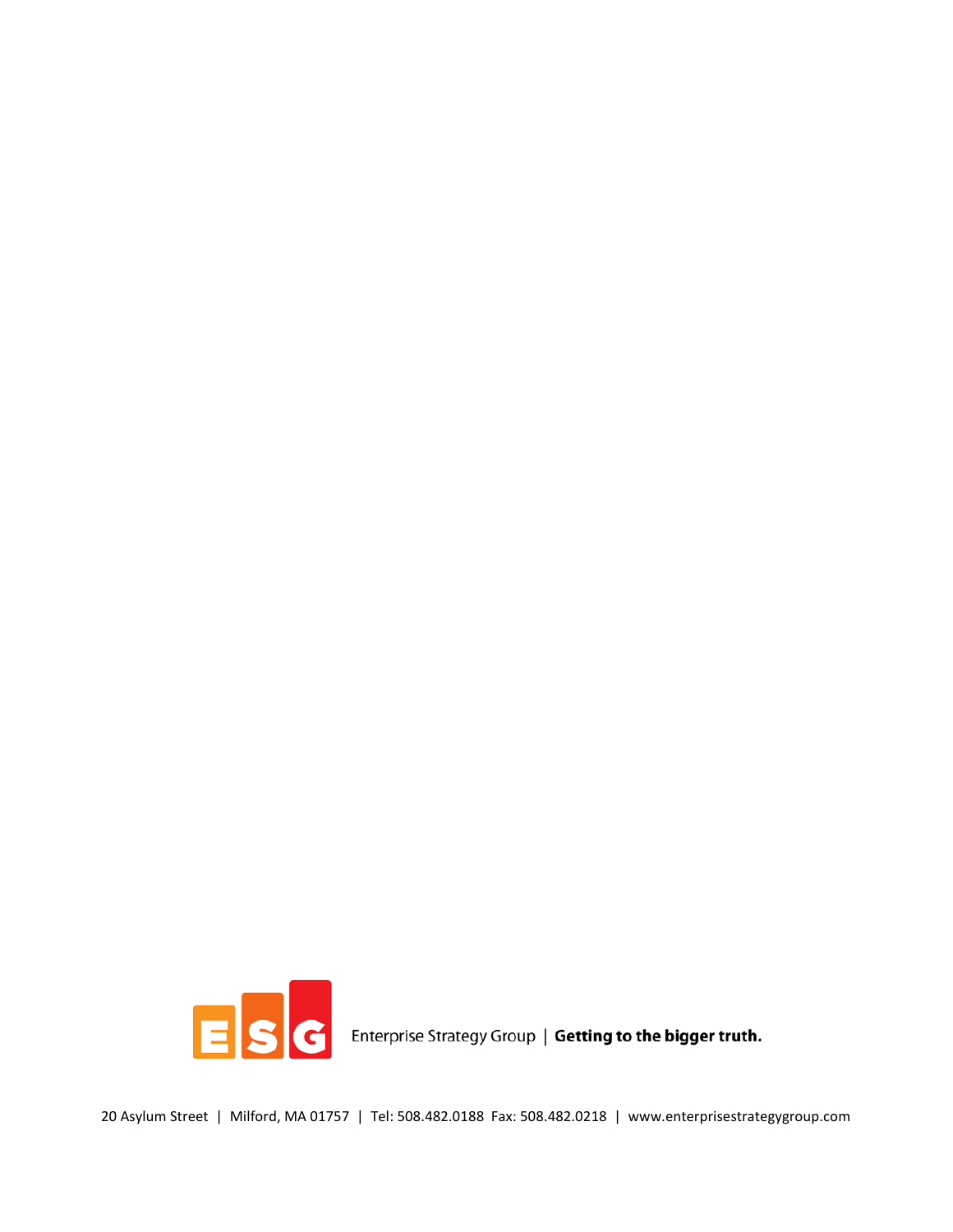ESG

Enterprise Strategy Group | **Getting to the bigger truth.**

20 Asylum Street | Milford, MA 01757 | Tel: 508.482.0188 Fax: 508.482.0218 | www.enterprisestrategygroup.com